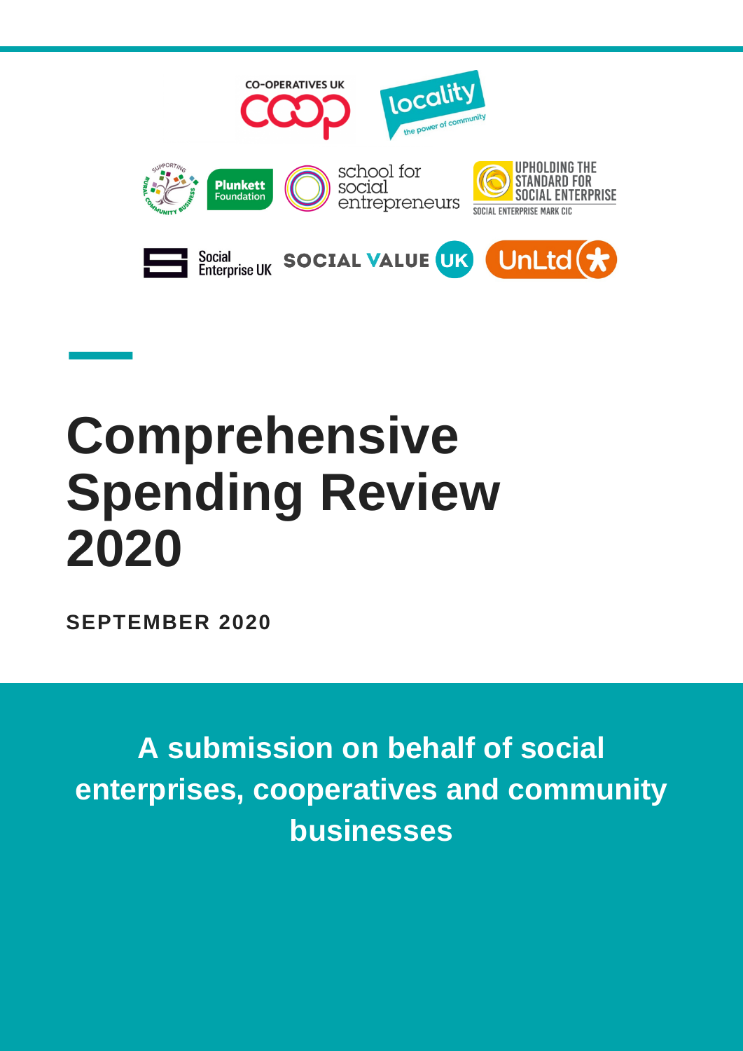# Comprehensive Spending Review 2020

**SEPTEMBER 2020**

**A submission on behalf of social enterprises, cooperatives and community businesses**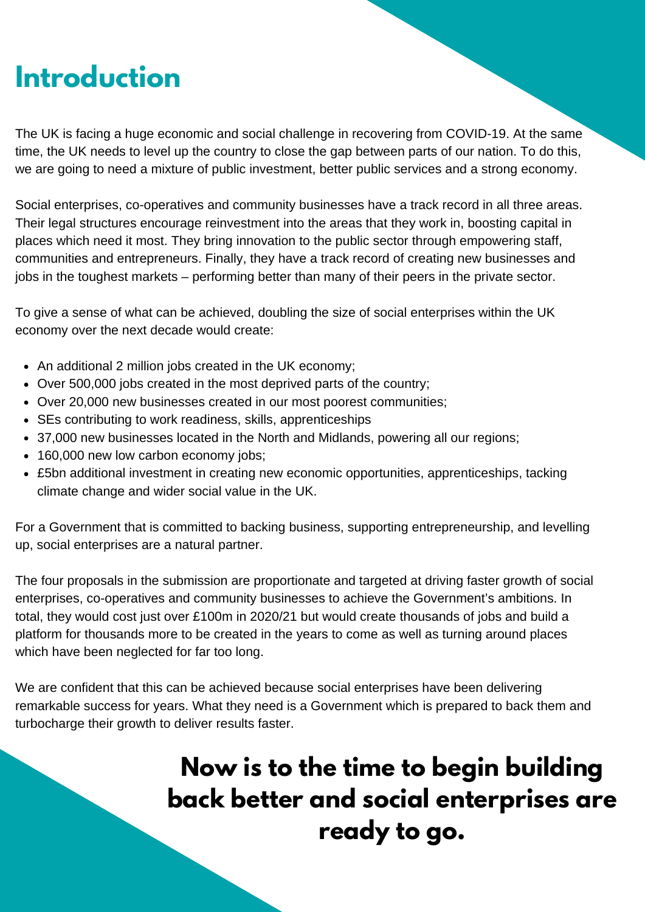# Introduction

The UK is facing a huge economic and social challenge in recovering from COVID-19. At the same time, the UK needs to level up the country to close the gap between parts of our nation. To do this, we are going to need a mixture of public investment, better public services and a strong economy.

Social enterprises, co-operatives and community businesses have a track record in all three areas. Their legal structures encourage reinvestment into the areas that they work in, boosting capital in places which need it most. They bring innovation to the public sector through empowering staff, communities and entrepreneurs. Finally, they have a track record of creating new businesses and jobs in the toughest markets – performing better than many of their peers in the private sector.

To give a sense of what can be achieved, doubling the size of social enterprises within the UK economy over the next decade would create:

- An additional 2 million jobs created in the UK economy;
- Over 500,000 jobs created in the most deprived parts of the country;
- Over 20,000 new businesses created in our most poorest communities;
- SEs contributing to work readiness, skills, apprenticeships
- 37,000 new businesses located in the North and Midlands, powering all our regions;
- 160,000 new low carbon economy jobs;
- £5bn additional investment in creating new economic opportunities, apprenticeships, tacking climate change and wider social value in the UK.

For a Government that is committed to backing business, supporting entrepreneurship, and levelling up, social enterprises are a natural partner.

The four proposals in the submission are proportionate and targeted at driving faster growth of social enterprises, co-operatives and community businesses to achieve the Government's ambitions. In total, they would cost just over £100m in 2020/21 but would create thousands of jobs and build a platform for thousands more to be created in the years to come as well as turning around places which have been neglected for far too long.

We are confident that this can be achieved because social enterprises have been delivering remarkable success for years. What they need is a Government which is prepared to back them and turbocharge their growth to deliver results faster.

**Now is to the time to begin building back better and social enterprises are ready to go.**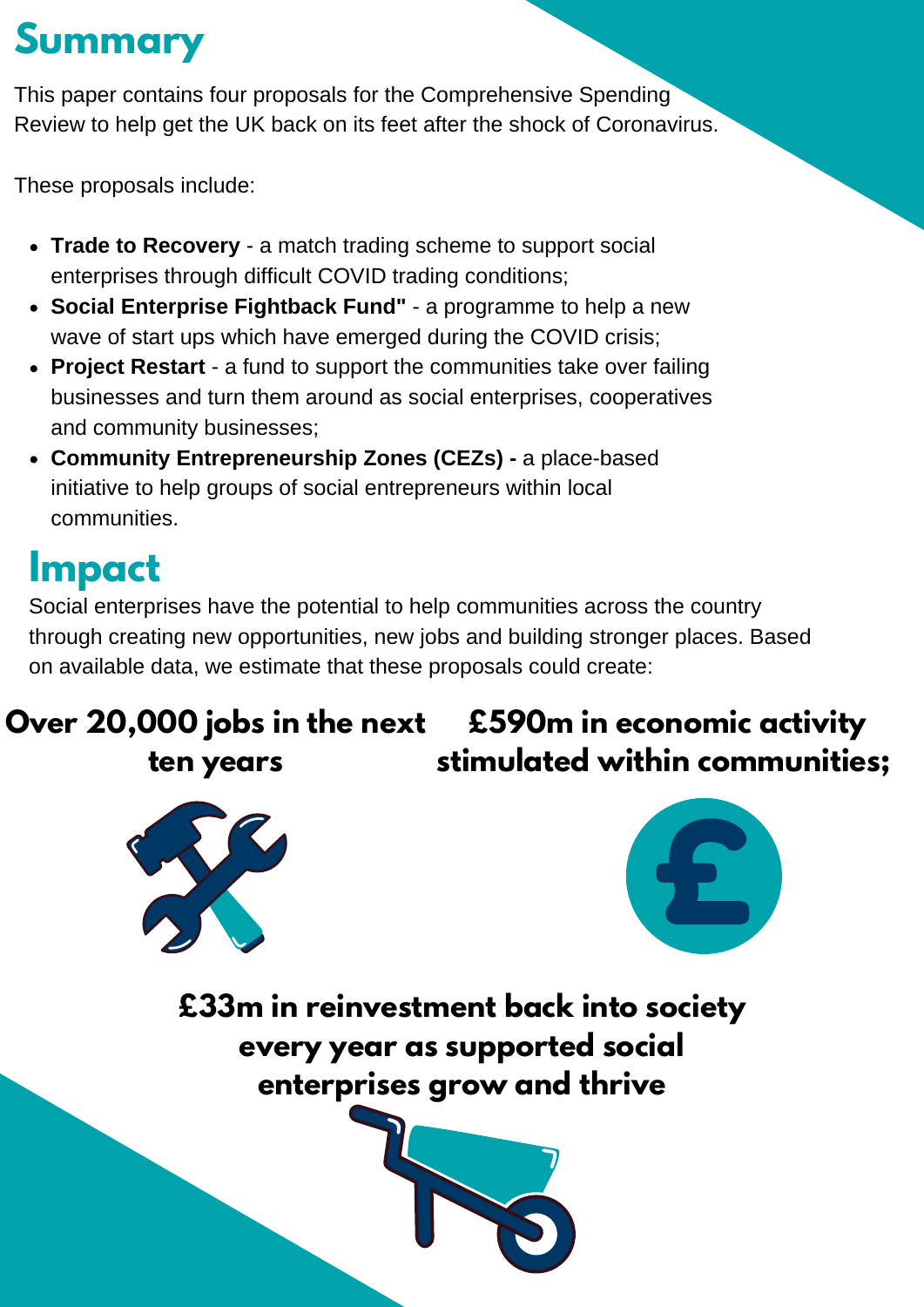# Summary

This paper contains four proposals for the Comprehensive Spending Review to help get the UK back on its feet after the shock of Coronavirus.

These proposals include:

- **Trade to Recovery** - a match trading scheme to support social enterprises through difficult COVID trading conditions;
- **Social Enterprise Fightback Fund"** - a programme to help a new wave of start ups which have emerged during the COVID crisis;
- **Project Restart** - a fund to support the communities take over failing businesses and turn them around as social enterprises, cooperatives and community businesses;
- **Community Entrepreneurship Zones (CEZs) -** a place-based initiative to help groups of social entrepreneurs within local communities.

# Impact

Social enterprises have the potential to help communities across the country through creating new opportunities, new jobs and building stronger places. Based on available data, we estimate that these proposals could create:

**Over 20,000 jobs in the next ten years**

**£590m in economic activity stimulated within communities;**

**£33m in reinvestment back into society every year as supported social enterprises grow and thrive**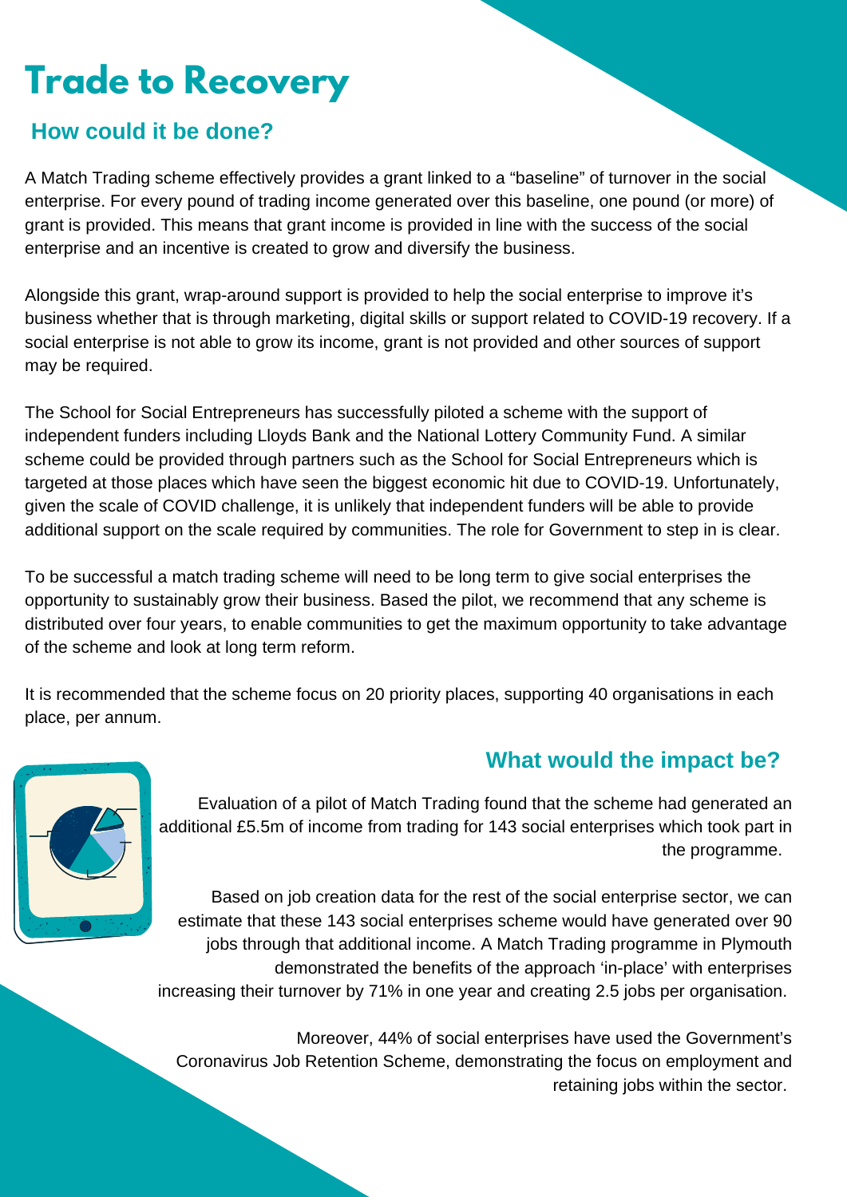# Trade to Recovery

## How could it be done?

A Match Trading scheme effectively provides a grant linked to a “baseline” of turnover in the social enterprise. For every pound of trading income generated over this baseline, one pound (or more) of grant is provided. This means that grant income is provided in line with the success of the social enterprise and an incentive is created to grow and diversify the business.

Alongside this grant, wrap-around support is provided to help the social enterprise to improve it’s business whether that is through marketing, digital skills or support related to COVID-19 recovery. If a social enterprise is not able to grow its income, grant is not provided and other sources of support may be required.

The School for Social Entrepreneurs has successfully piloted a scheme with the support of independent funders including Lloyds Bank and the National Lottery Community Fund. A similar scheme could be provided through partners such as the School for Social Entrepreneurs which is targeted at those places which have seen the biggest economic hit due to COVID-19. Unfortunately, given the scale of COVID challenge, it is unlikely that independent funders will be able to provide additional support on the scale required by communities. The role for Government to step in is clear.

To be successful a match trading scheme will need to be long term to give social enterprises the opportunity to sustainably grow their business. Based the pilot, we recommend that any scheme is distributed over four years, to enable communities to get the maximum opportunity to take advantage of the scheme and look at long term reform.

It is recommended that the scheme focus on 20 priority places, supporting 40 organisations in each place, per annum.

## What would the impact be?

Evaluation of a pilot of Match Trading found that the scheme had generated an additional £5.5m of income from trading for 143 social enterprises which took part in the programme.

Based on job creation data for the rest of the social enterprise sector, we can estimate that these 143 social enterprises scheme would have generated over 90 jobs through that additional income. A Match Trading programme in Plymouth demonstrated the benefits of the approach ‘in-place’ with enterprises increasing their turnover by 71% in one year and creating 2.5 jobs per organisation.

Moreover, 44% of social enterprises have used the Government’s Coronavirus Job Retention Scheme, demonstrating the focus on employment and retaining jobs within the sector.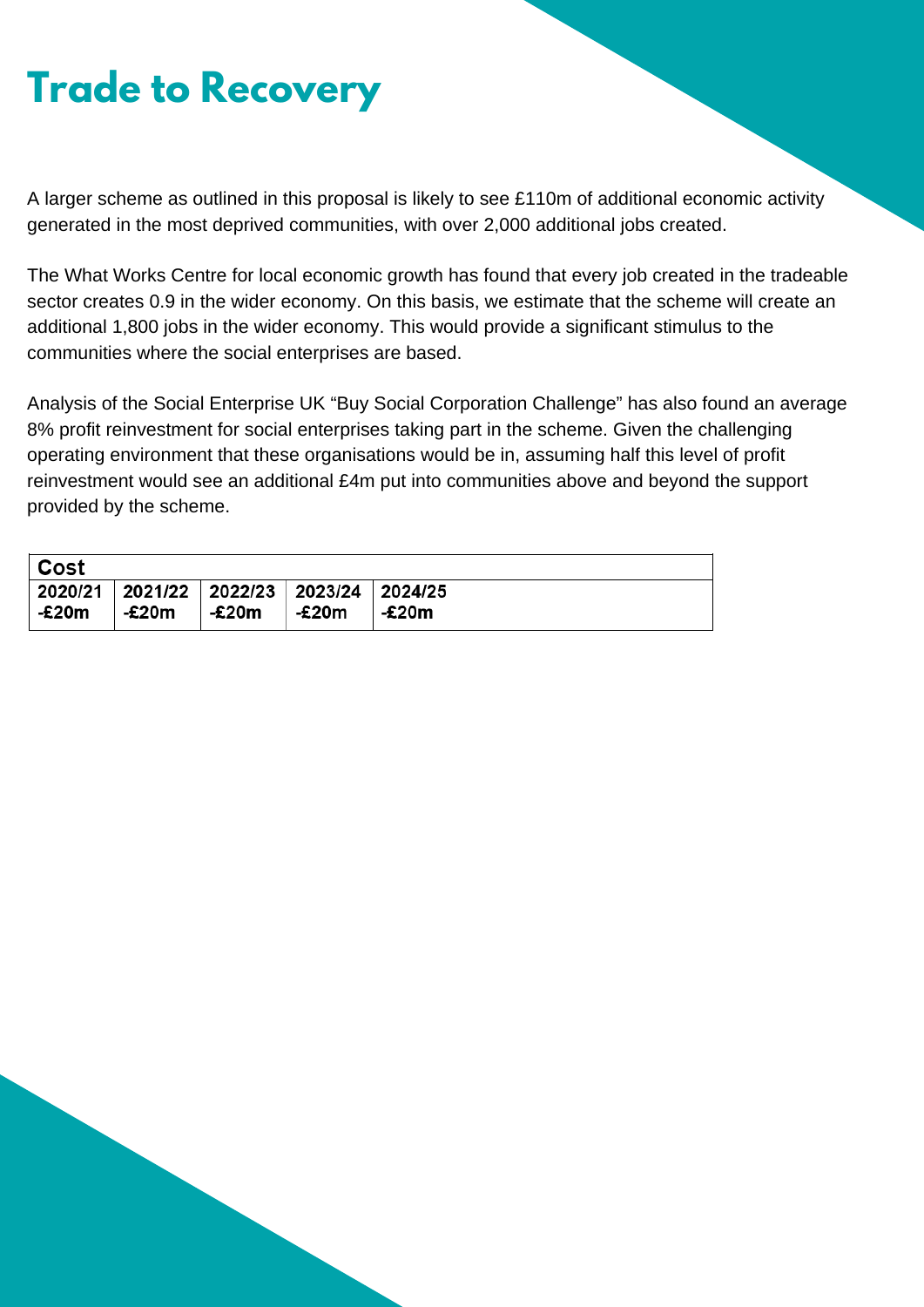# Trade to Recovery

A larger scheme as outlined in this proposal is likely to see £110m of additional economic activity generated in the most deprived communities, with over 2,000 additional jobs created.

The What Works Centre for local economic growth has found that every job created in the tradeable sector creates 0.9 in the wider economy. On this basis, we estimate that the scheme will create an additional 1,800 jobs in the wider economy. This would provide a significant stimulus to the communities where the social enterprises are based.

Analysis of the Social Enterprise UK "Buy Social Corporation Challenge" has also found an average 8% profit reinvestment for social enterprises taking part in the scheme. Given the challenging operating environment that these organisations would be in, assuming half this level of profit reinvestment would see an additional £4m put into communities above and beyond the support provided by the scheme.

| Cost | | | | |
|---|---|---|---|---|
| 2020/21 | 2021/22 | 2022/23 | 2023/24 | 2024/25 |
| -£20m | -£20m | -£20m | -£20m | -£20m |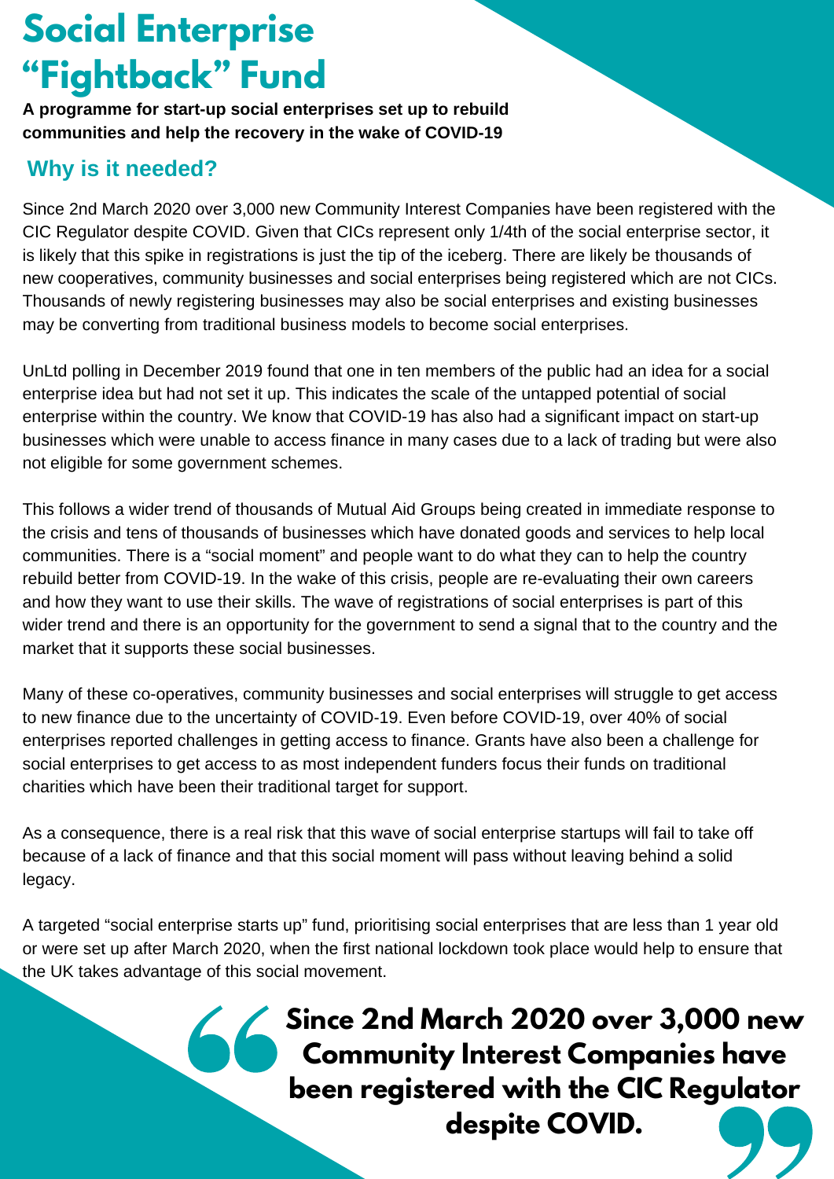# Social Enterprise "Fightback" Fund

**A programme for start-up social enterprises set up to rebuild communities and help the recovery in the wake of COVID-19**

## Why is it needed?

Since 2nd March 2020 over 3,000 new Community Interest Companies have been registered with the CIC Regulator despite COVID. Given that CICs represent only 1/4th of the social enterprise sector, it is likely that this spike in registrations is just the tip of the iceberg. There are likely be thousands of new cooperatives, community businesses and social enterprises being registered which are not CICs. Thousands of newly registering businesses may also be social enterprises and existing businesses may be converting from traditional business models to become social enterprises.

UnLtd polling in December 2019 found that one in ten members of the public had an idea for a social enterprise idea but had not set it up. This indicates the scale of the untapped potential of social enterprise within the country. We know that COVID-19 has also had a significant impact on start-up businesses which were unable to access finance in many cases due to a lack of trading but were also not eligible for some government schemes.

This follows a wider trend of thousands of Mutual Aid Groups being created in immediate response to the crisis and tens of thousands of businesses which have donated goods and services to help local communities. There is a "social moment" and people want to do what they can to help the country rebuild better from COVID-19. In the wake of this crisis, people are re-evaluating their own careers and how they want to use their skills. The wave of registrations of social enterprises is part of this wider trend and there is an opportunity for the government to send a signal that to the country and the market that it supports these social businesses.

Many of these co-operatives, community businesses and social enterprises will struggle to get access to new finance due to the uncertainty of COVID-19. Even before COVID-19, over 40% of social enterprises reported challenges in getting access to finance. Grants have also been a challenge for social enterprises to get access to as most independent funders focus their funds on traditional charities which have been their traditional target for support.

As a consequence, there is a real risk that this wave of social enterprise startups will fail to take off because of a lack of finance and that this social moment will pass without leaving behind a solid legacy.

A targeted "social enterprise starts up" fund, prioritising social enterprises that are less than 1 year old or were set up after March 2020, when the first national lockdown took place would help to ensure that the UK takes advantage of this social movement.

> **Since 2nd March 2020 over 3,000 new Community Interest Companies have been registered with the CIC Regulator despite COVID.**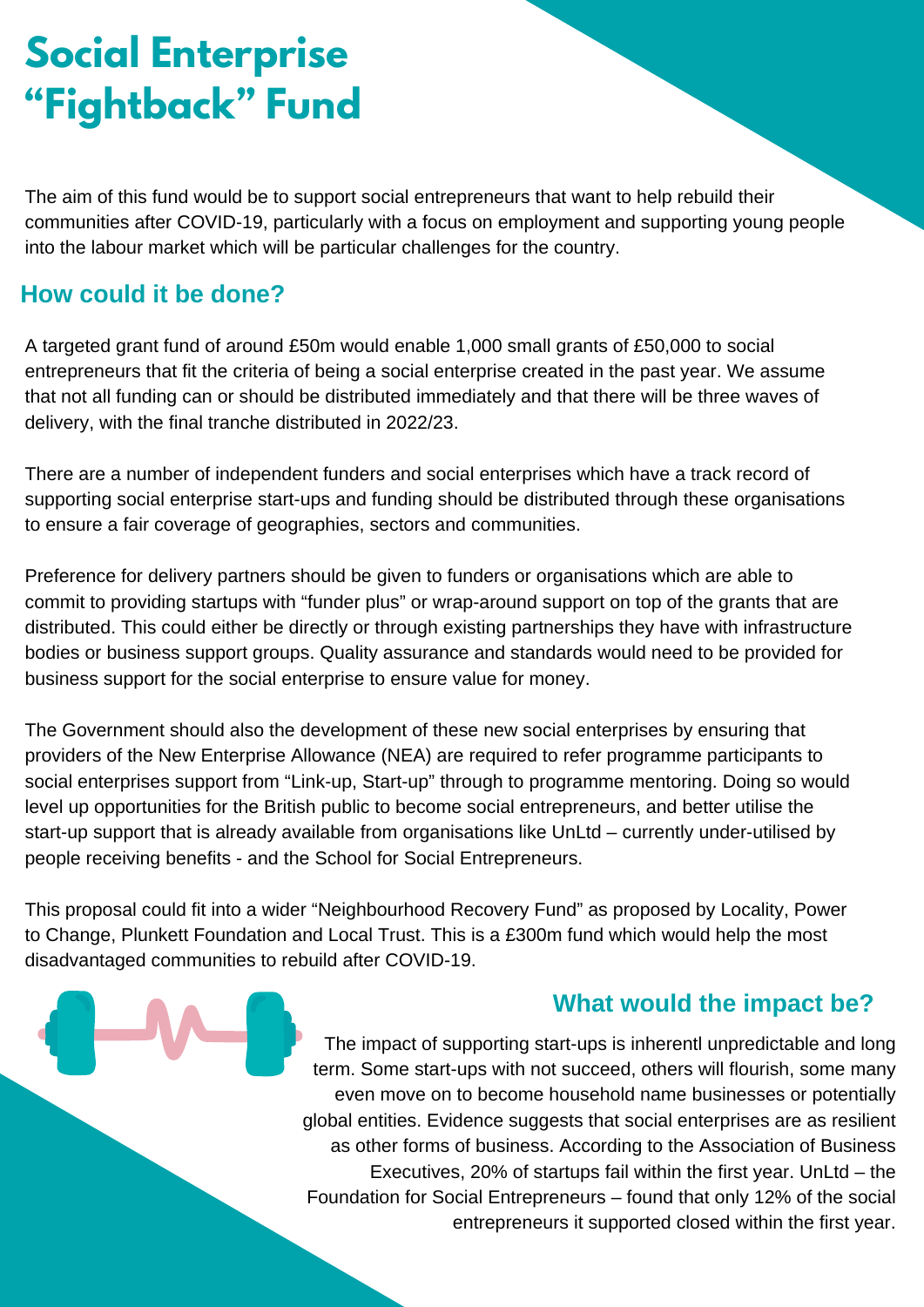# Social Enterprise "Fightback" Fund

The aim of this fund would be to support social entrepreneurs that want to help rebuild their communities after COVID-19, particularly with a focus on employment and supporting young people into the labour market which will be particular challenges for the country.

## How could it be done?

A targeted grant fund of around £50m would enable 1,000 small grants of £50,000 to social entrepreneurs that fit the criteria of being a social enterprise created in the past year. We assume that not all funding can or should be distributed immediately and that there will be three waves of delivery, with the final tranche distributed in 2022/23.

There are a number of independent funders and social enterprises which have a track record of supporting social enterprise start-ups and funding should be distributed through these organisations to ensure a fair coverage of geographies, sectors and communities.

Preference for delivery partners should be given to funders or organisations which are able to commit to providing startups with "funder plus" or wrap-around support on top of the grants that are distributed. This could either be directly or through existing partnerships they have with infrastructure bodies or business support groups. Quality assurance and standards would need to be provided for business support for the social enterprise to ensure value for money.

The Government should also the development of these new social enterprises by ensuring that providers of the New Enterprise Allowance (NEA) are required to refer programme participants to social enterprises support from "Link-up, Start-up" through to programme mentoring. Doing so would level up opportunities for the British public to become social entrepreneurs, and better utilise the start-up support that is already available from organisations like UnLtd – currently under-utilised by people receiving benefits - and the School for Social Entrepreneurs.

This proposal could fit into a wider "Neighbourhood Recovery Fund" as proposed by Locality, Power to Change, Plunkett Foundation and Local Trust. This is a £300m fund which would help the most disadvantaged communities to rebuild after COVID-19.

## What would the impact be?

The impact of supporting start-ups is inherentl unpredictable and long term. Some start-ups with not succeed, others will flourish, some many even move on to become household name businesses or potentially global entities. Evidence suggests that social enterprises are as resilient as other forms of business. According to the Association of Business Executives, 20% of startups fail within the first year. UnLtd – the Foundation for Social Entrepreneurs – found that only 12% of the social entrepreneurs it supported closed within the first year.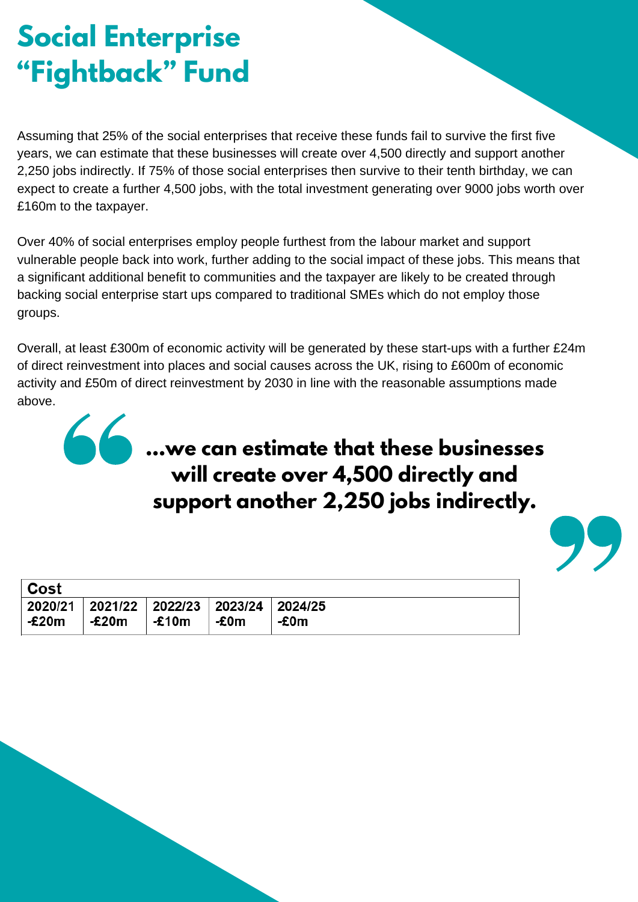# Social Enterprise "Fightback" Fund

Assuming that 25% of the social enterprises that receive these funds fail to survive the first five years, we can estimate that these businesses will create over 4,500 directly and support another 2,250 jobs indirectly. If 75% of those social enterprises then survive to their tenth birthday, we can expect to create a further 4,500 jobs, with the total investment generating over 9000 jobs worth over £160m to the taxpayer.

Over 40% of social enterprises employ people furthest from the labour market and support vulnerable people back into work, further adding to the social impact of these jobs. This means that a significant additional benefit to communities and the taxpayer are likely to be created through backing social enterprise start ups compared to traditional SMEs which do not employ those groups.

Overall, at least £300m of economic activity will be generated by these start-ups with a further £24m of direct reinvestment into places and social causes across the UK, rising to £600m of economic activity and £50m of direct reinvestment by 2030 in line with the reasonable assumptions made above.

> **"...we can estimate that these businesses will create over 4,500 directly and support another 2,250 jobs indirectly."**

| Cost | | | | |
|---|---|---|---|---|
| 2020/21 | 2021/22 | 2022/23 | 2023/24 | 2024/25 |
| -£20m | -£20m | -£10m | -£0m | -£0m |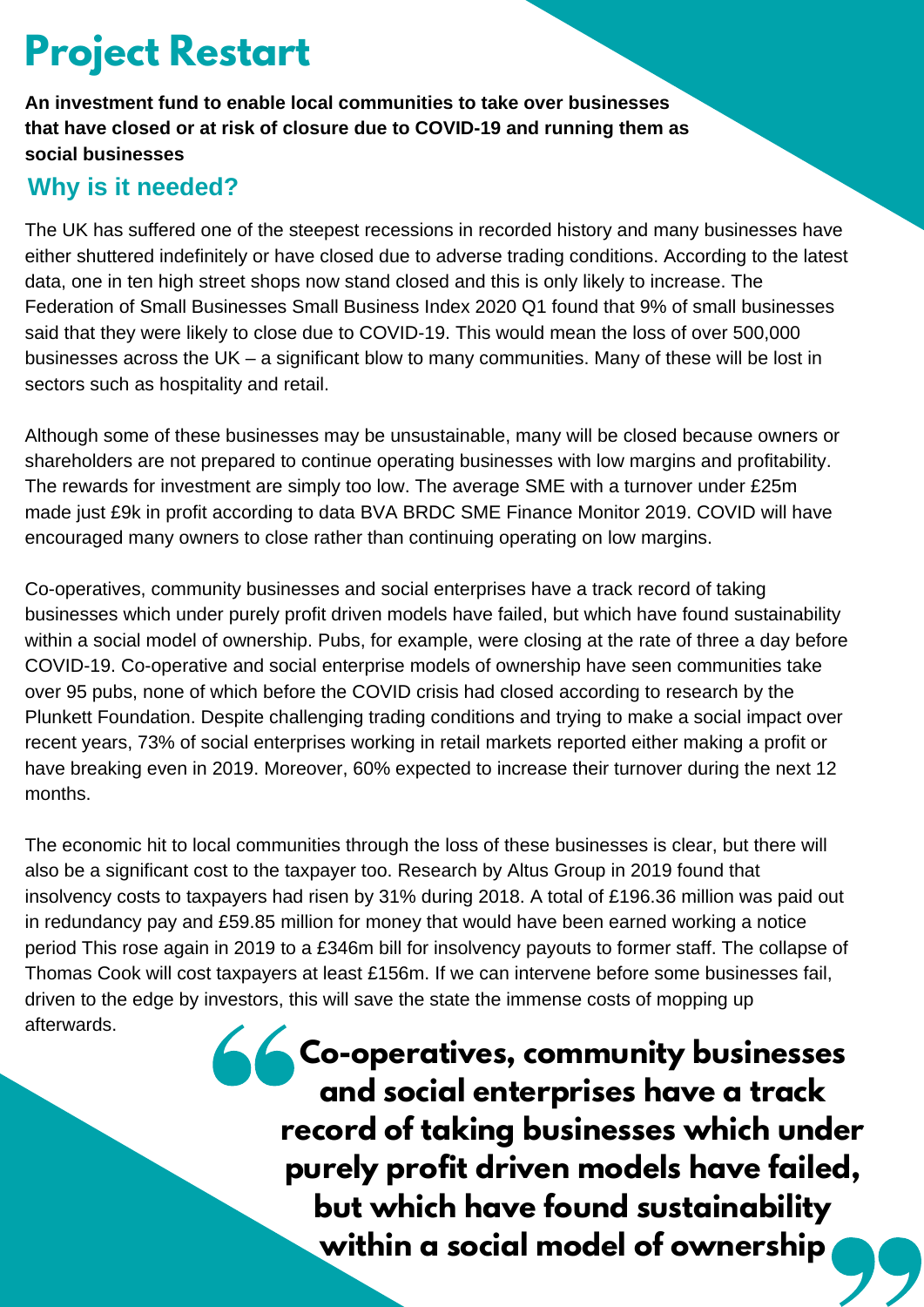# Project Restart

**An investment fund to enable local communities to take over businesses that have closed or at risk of closure due to COVID-19 and running them as social businesses**

## Why is it needed?

The UK has suffered one of the steepest recessions in recorded history and many businesses have either shuttered indefinitely or have closed due to adverse trading conditions. According to the latest data, one in ten high street shops now stand closed and this is only likely to increase. The Federation of Small Businesses Small Business Index 2020 Q1 found that 9% of small businesses said that they were likely to close due to COVID-19. This would mean the loss of over 500,000 businesses across the UK – a significant blow to many communities. Many of these will be lost in sectors such as hospitality and retail.

Although some of these businesses may be unsustainable, many will be closed because owners or shareholders are not prepared to continue operating businesses with low margins and profitability. The rewards for investment are simply too low. The average SME with a turnover under £25m made just £9k in profit according to data BVA BRDC SME Finance Monitor 2019. COVID will have encouraged many owners to close rather than continuing operating on low margins.

Co-operatives, community businesses and social enterprises have a track record of taking businesses which under purely profit driven models have failed, but which have found sustainability within a social model of ownership. Pubs, for example, were closing at the rate of three a day before COVID-19. Co-operative and social enterprise models of ownership have seen communities take over 95 pubs, none of which before the COVID crisis had closed according to research by the Plunkett Foundation. Despite challenging trading conditions and trying to make a social impact over recent years, 73% of social enterprises working in retail markets reported either making a profit or have breaking even in 2019. Moreover, 60% expected to increase their turnover during the next 12 months.

The economic hit to local communities through the loss of these businesses is clear, but there will also be a significant cost to the taxpayer too. Research by Altus Group in 2019 found that insolvency costs to taxpayers had risen by 31% during 2018. A total of £196.36 million was paid out in redundancy pay and £59.85 million for money that would have been earned working a notice period This rose again in 2019 to a £346m bill for insolvency payouts to former staff. The collapse of Thomas Cook will cost taxpayers at least £156m. If we can intervene before some businesses fail, driven to the edge by investors, this will save the state the immense costs of mopping up afterwards.

> **"Co-operatives, community businesses and social enterprises have a track record of taking businesses which under purely profit driven models have failed, but which have found sustainability within a social model of ownership"**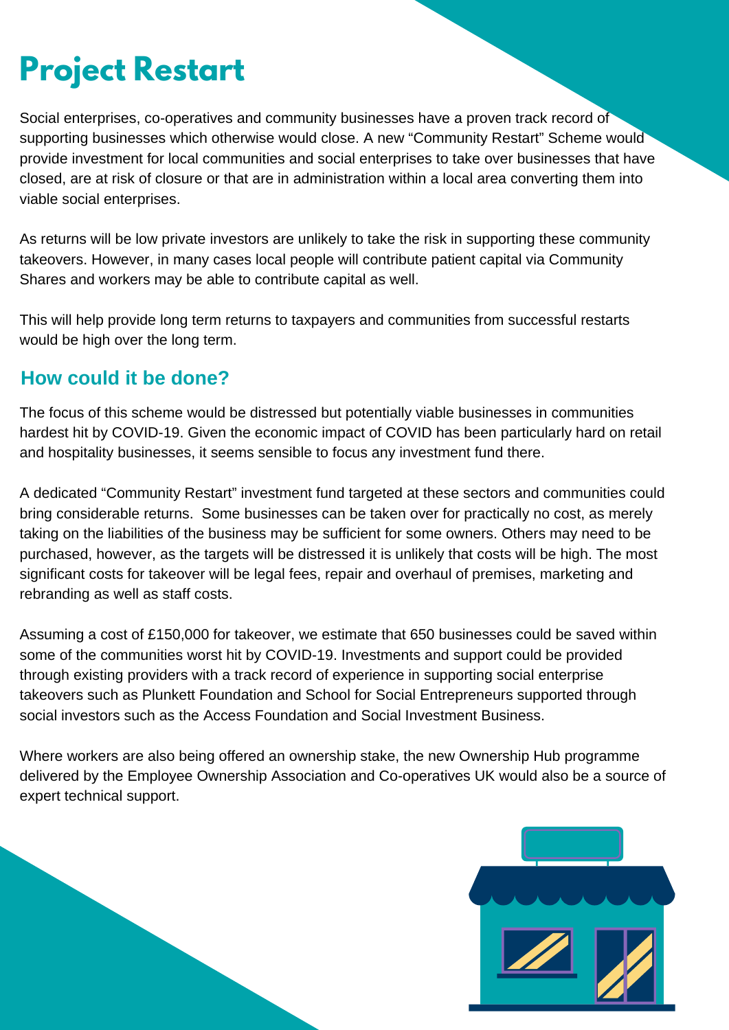# Project Restart

Social enterprises, co-operatives and community businesses have a proven track record of supporting businesses which otherwise would close. A new "Community Restart" Scheme would provide investment for local communities and social enterprises to take over businesses that have closed, are at risk of closure or that are in administration within a local area converting them into viable social enterprises.

As returns will be low private investors are unlikely to take the risk in supporting these community takeovers. However, in many cases local people will contribute patient capital via Community Shares and workers may be able to contribute capital as well.

This will help provide long term returns to taxpayers and communities from successful restarts would be high over the long term.

## How could it be done?

The focus of this scheme would be distressed but potentially viable businesses in communities hardest hit by COVID-19. Given the economic impact of COVID has been particularly hard on retail and hospitality businesses, it seems sensible to focus any investment fund there.

A dedicated "Community Restart" investment fund targeted at these sectors and communities could bring considerable returns. Some businesses can be taken over for practically no cost, as merely taking on the liabilities of the business may be sufficient for some owners. Others may need to be purchased, however, as the targets will be distressed it is unlikely that costs will be high. The most significant costs for takeover will be legal fees, repair and overhaul of premises, marketing and rebranding as well as staff costs.

Assuming a cost of £150,000 for takeover, we estimate that 650 businesses could be saved within some of the communities worst hit by COVID-19. Investments and support could be provided through existing providers with a track record of experience in supporting social enterprise takeovers such as Plunkett Foundation and School for Social Entrepreneurs supported through social investors such as the Access Foundation and Social Investment Business.

Where workers are also being offered an ownership stake, the new Ownership Hub programme delivered by the Employee Ownership Association and Co-operatives UK would also be a source of expert technical support.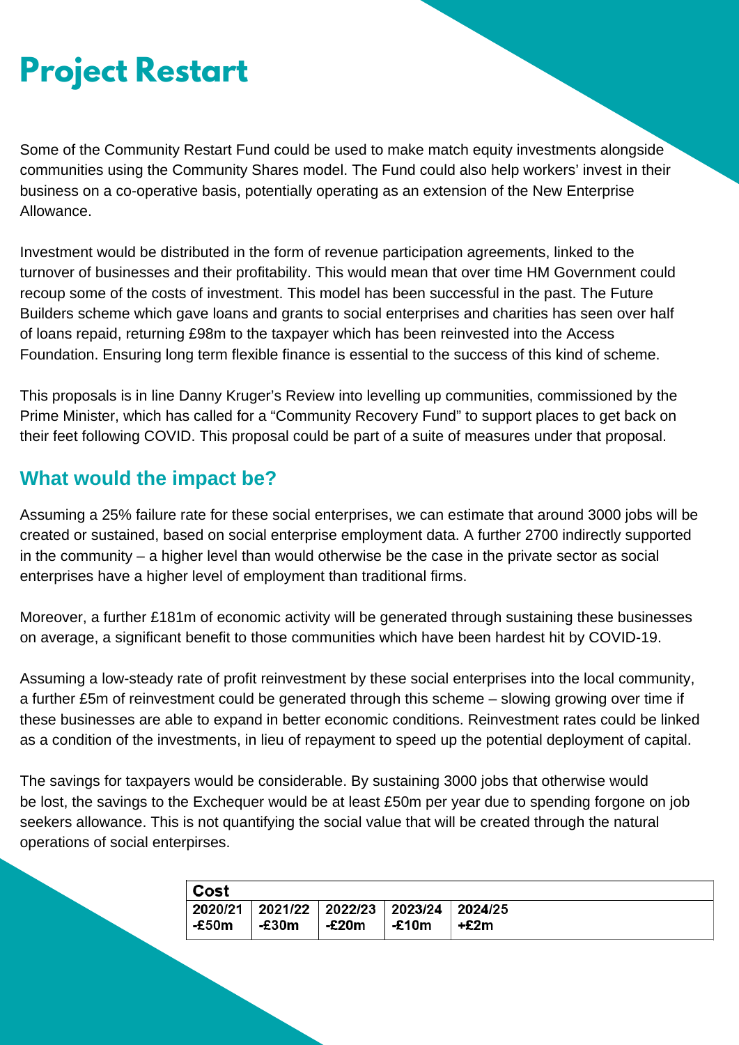# Project Restart

Some of the Community Restart Fund could be used to make match equity investments alongside communities using the Community Shares model. The Fund could also help workers' invest in their business on a co-operative basis, potentially operating as an extension of the New Enterprise Allowance.

Investment would be distributed in the form of revenue participation agreements, linked to the turnover of businesses and their profitability. This would mean that over time HM Government could recoup some of the costs of investment. This model has been successful in the past. The Future Builders scheme which gave loans and grants to social enterprises and charities has seen over half of loans repaid, returning £98m to the taxpayer which has been reinvested into the Access Foundation. Ensuring long term flexible finance is essential to the success of this kind of scheme.

This proposals is in line Danny Kruger's Review into levelling up communities, commissioned by the Prime Minister, which has called for a "Community Recovery Fund" to support places to get back on their feet following COVID. This proposal could be part of a suite of measures under that proposal.

## What would the impact be?

Assuming a 25% failure rate for these social enterprises, we can estimate that around 3000 jobs will be created or sustained, based on social enterprise employment data. A further 2700 indirectly supported in the community – a higher level than would otherwise be the case in the private sector as social enterprises have a higher level of employment than traditional firms.

Moreover, a further £181m of economic activity will be generated through sustaining these businesses on average, a significant benefit to those communities which have been hardest hit by COVID-19.

Assuming a low-steady rate of profit reinvestment by these social enterprises into the local community, a further £5m of reinvestment could be generated through this scheme – slowing growing over time if these businesses are able to expand in better economic conditions. Reinvestment rates could be linked as a condition of the investments, in lieu of repayment to speed up the potential deployment of capital.

The savings for taxpayers would be considerable. By sustaining 3000 jobs that otherwise would be lost, the savings to the Exchequer would be at least £50m per year due to spending forgone on job seekers allowance. This is not quantifying the social value that will be created through the natural operations of social enterpirses.

| Cost | | | | |
|---|---|---|---|---|
| **2020/21** | **2021/22** | **2022/23** | **2023/24** | **2024/25** |
| **-£50m** | **-£30m** | **-£20m** | **-£10m** | **+£2m** |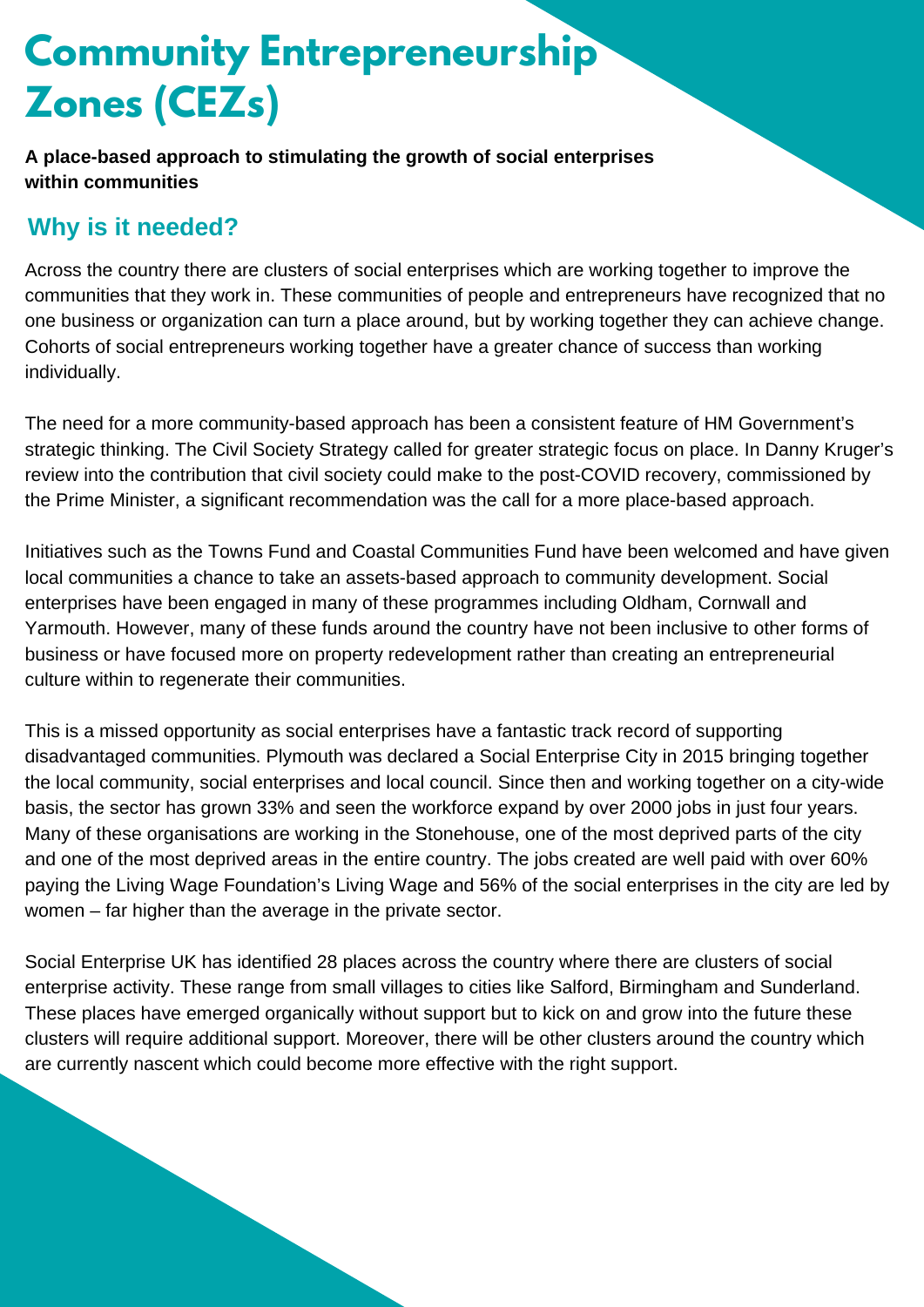# Community Entrepreneurship Zones (CEZs)

**A place-based approach to stimulating the growth of social enterprises within communities**

## Why is it needed?

Across the country there are clusters of social enterprises which are working together to improve the communities that they work in. These communities of people and entrepreneurs have recognized that no one business or organization can turn a place around, but by working together they can achieve change. Cohorts of social entrepreneurs working together have a greater chance of success than working individually.

The need for a more community-based approach has been a consistent feature of HM Government's strategic thinking. The Civil Society Strategy called for greater strategic focus on place. In Danny Kruger's review into the contribution that civil society could make to the post-COVID recovery, commissioned by the Prime Minister, a significant recommendation was the call for a more place-based approach.

Initiatives such as the Towns Fund and Coastal Communities Fund have been welcomed and have given local communities a chance to take an assets-based approach to community development. Social enterprises have been engaged in many of these programmes including Oldham, Cornwall and Yarmouth. However, many of these funds around the country have not been inclusive to other forms of business or have focused more on property redevelopment rather than creating an entrepreneurial culture within to regenerate their communities.

This is a missed opportunity as social enterprises have a fantastic track record of supporting disadvantaged communities. Plymouth was declared a Social Enterprise City in 2015 bringing together the local community, social enterprises and local council. Since then and working together on a city-wide basis, the sector has grown 33% and seen the workforce expand by over 2000 jobs in just four years. Many of these organisations are working in the Stonehouse, one of the most deprived parts of the city and one of the most deprived areas in the entire country. The jobs created are well paid with over 60% paying the Living Wage Foundation's Living Wage and 56% of the social enterprises in the city are led by women – far higher than the average in the private sector.

Social Enterprise UK has identified 28 places across the country where there are clusters of social enterprise activity. These range from small villages to cities like Salford, Birmingham and Sunderland. These places have emerged organically without support but to kick on and grow into the future these clusters will require additional support. Moreover, there will be other clusters around the country which are currently nascent which could become more effective with the right support.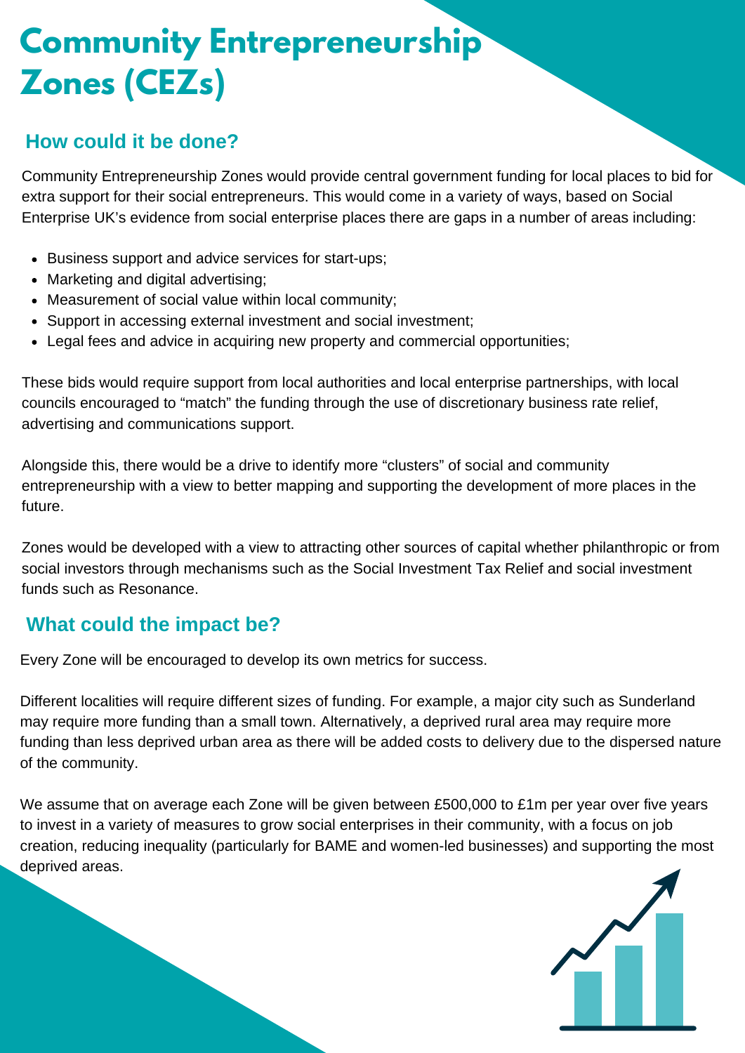# Community Entrepreneurship Zones (CEZs)

## How could it be done?

Community Entrepreneurship Zones would provide central government funding for local places to bid for extra support for their social entrepreneurs. This would come in a variety of ways, based on Social Enterprise UK's evidence from social enterprise places there are gaps in a number of areas including:

- Business support and advice services for start-ups;
- Marketing and digital advertising;
- Measurement of social value within local community;
- Support in accessing external investment and social investment;
- Legal fees and advice in acquiring new property and commercial opportunities;

These bids would require support from local authorities and local enterprise partnerships, with local councils encouraged to "match" the funding through the use of discretionary business rate relief, advertising and communications support.

Alongside this, there would be a drive to identify more "clusters" of social and community entrepreneurship with a view to better mapping and supporting the development of more places in the future.

Zones would be developed with a view to attracting other sources of capital whether philanthropic or from social investors through mechanisms such as the Social Investment Tax Relief and social investment funds such as Resonance.

## What could the impact be?

Every Zone will be encouraged to develop its own metrics for success.

Different localities will require different sizes of funding. For example, a major city such as Sunderland may require more funding than a small town. Alternatively, a deprived rural area may require more funding than less deprived urban area as there will be added costs to delivery due to the dispersed nature of the community.

We assume that on average each Zone will be given between £500,000 to £1m per year over five years to invest in a variety of measures to grow social enterprises in their community, with a focus on job creation, reducing inequality (particularly for BAME and women-led businesses) and supporting the most deprived areas.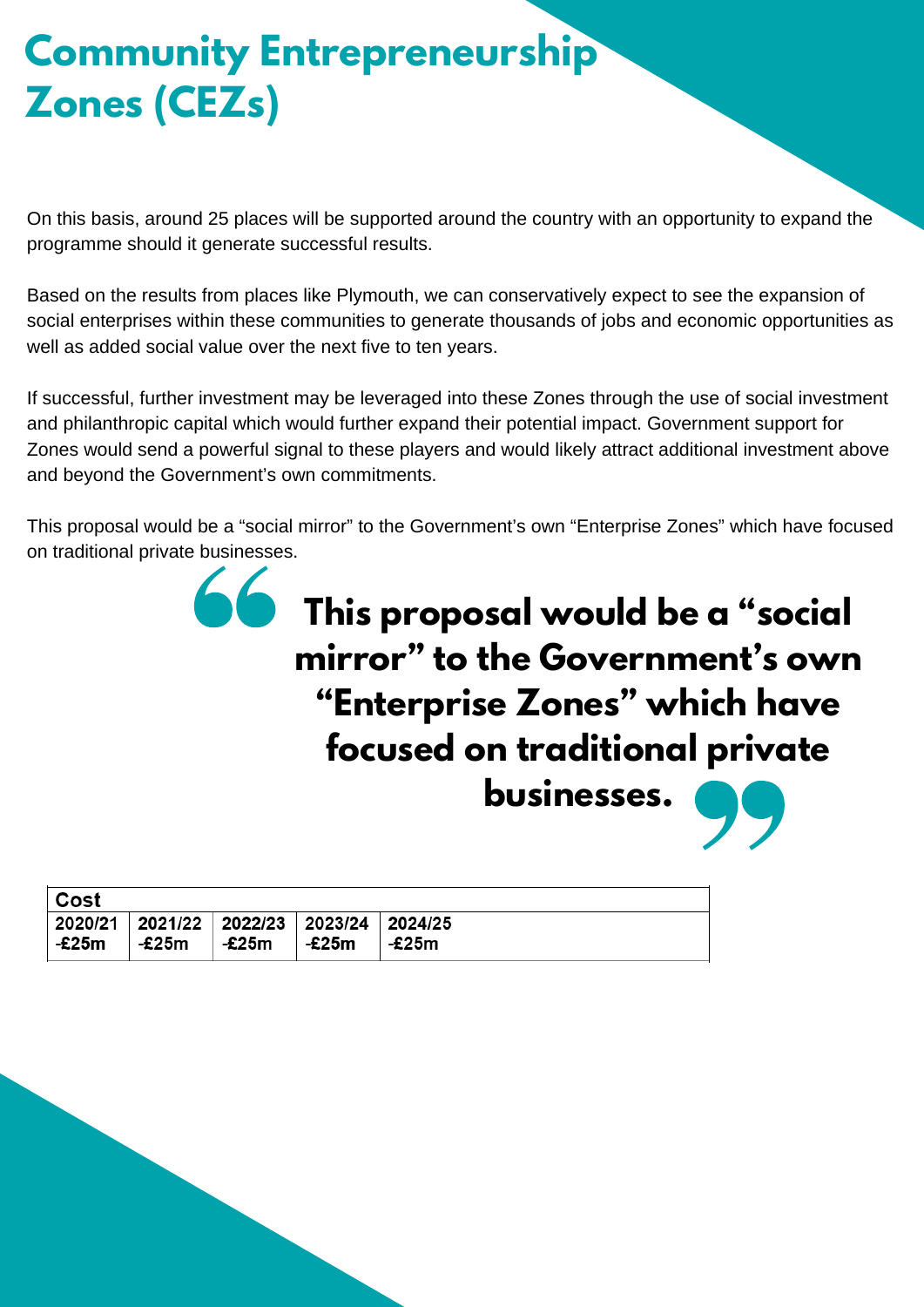# Community Entrepreneurship Zones (CEZs)

On this basis, around 25 places will be supported around the country with an opportunity to expand the programme should it generate successful results.

Based on the results from places like Plymouth, we can conservatively expect to see the expansion of social enterprises within these communities to generate thousands of jobs and economic opportunities as well as added social value over the next five to ten years.

If successful, further investment may be leveraged into these Zones through the use of social investment and philanthropic capital which would further expand their potential impact. Government support for Zones would send a powerful signal to these players and would likely attract additional investment above and beyond the Government's own commitments.

This proposal would be a "social mirror" to the Government's own "Enterprise Zones" which have focused on traditional private businesses.

> **This proposal would be a "social mirror" to the Government's own "Enterprise Zones" which have focused on traditional private businesses.**

| Cost | | | | |
|---|---|---|---|---|
| 2020/21 -£25m | 2021/22 -£25m | 2022/23 -£25m | 2023/24 -£25m | 2024/25 -£25m |